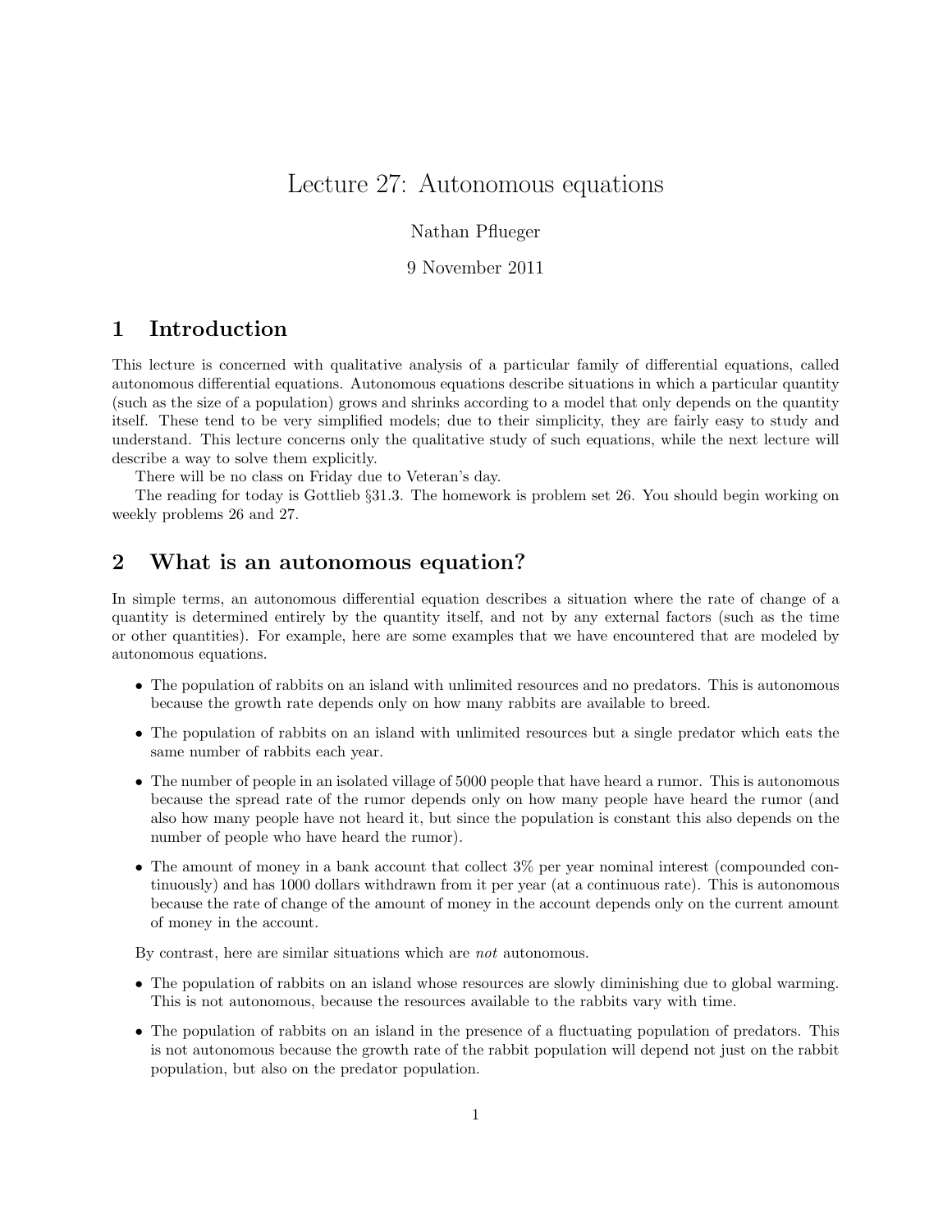# Lecture 27: Autonomous equations

Nathan Pflueger

9 November 2011

## 1 Introduction

This lecture is concerned with qualitative analysis of a particular family of differential equations, called autonomous differential equations. Autonomous equations describe situations in which a particular quantity (such as the size of a population) grows and shrinks according to a model that only depends on the quantity itself. These tend to be very simplified models; due to their simplicity, they are fairly easy to study and understand. This lecture concerns only the qualitative study of such equations, while the next lecture will describe a way to solve them explicitly.

There will be no class on Friday due to Veteran's day.

The reading for today is Gottlieb §31.3. The homework is problem set 26. You should begin working on weekly problems 26 and 27.

## 2 What is an autonomous equation?

In simple terms, an autonomous differential equation describes a situation where the rate of change of a quantity is determined entirely by the quantity itself, and not by any external factors (such as the time or other quantities). For example, here are some examples that we have encountered that are modeled by autonomous equations.

- The population of rabbits on an island with unlimited resources and no predators. This is autonomous because the growth rate depends only on how many rabbits are available to breed.
- The population of rabbits on an island with unlimited resources but a single predator which eats the same number of rabbits each year.
- The number of people in an isolated village of 5000 people that have heard a rumor. This is autonomous because the spread rate of the rumor depends only on how many people have heard the rumor (and also how many people have not heard it, but since the population is constant this also depends on the number of people who have heard the rumor).
- The amount of money in a bank account that collect 3% per year nominal interest (compounded continuously) and has 1000 dollars withdrawn from it per year (at a continuous rate). This is autonomous because the rate of change of the amount of money in the account depends only on the current amount of money in the account.

By contrast, here are similar situations which are *not* autonomous.

- The population of rabbits on an island whose resources are slowly diminishing due to global warming. This is not autonomous, because the resources available to the rabbits vary with time.
- The population of rabbits on an island in the presence of a fluctuating population of predators. This is not autonomous because the growth rate of the rabbit population will depend not just on the rabbit population, but also on the predator population.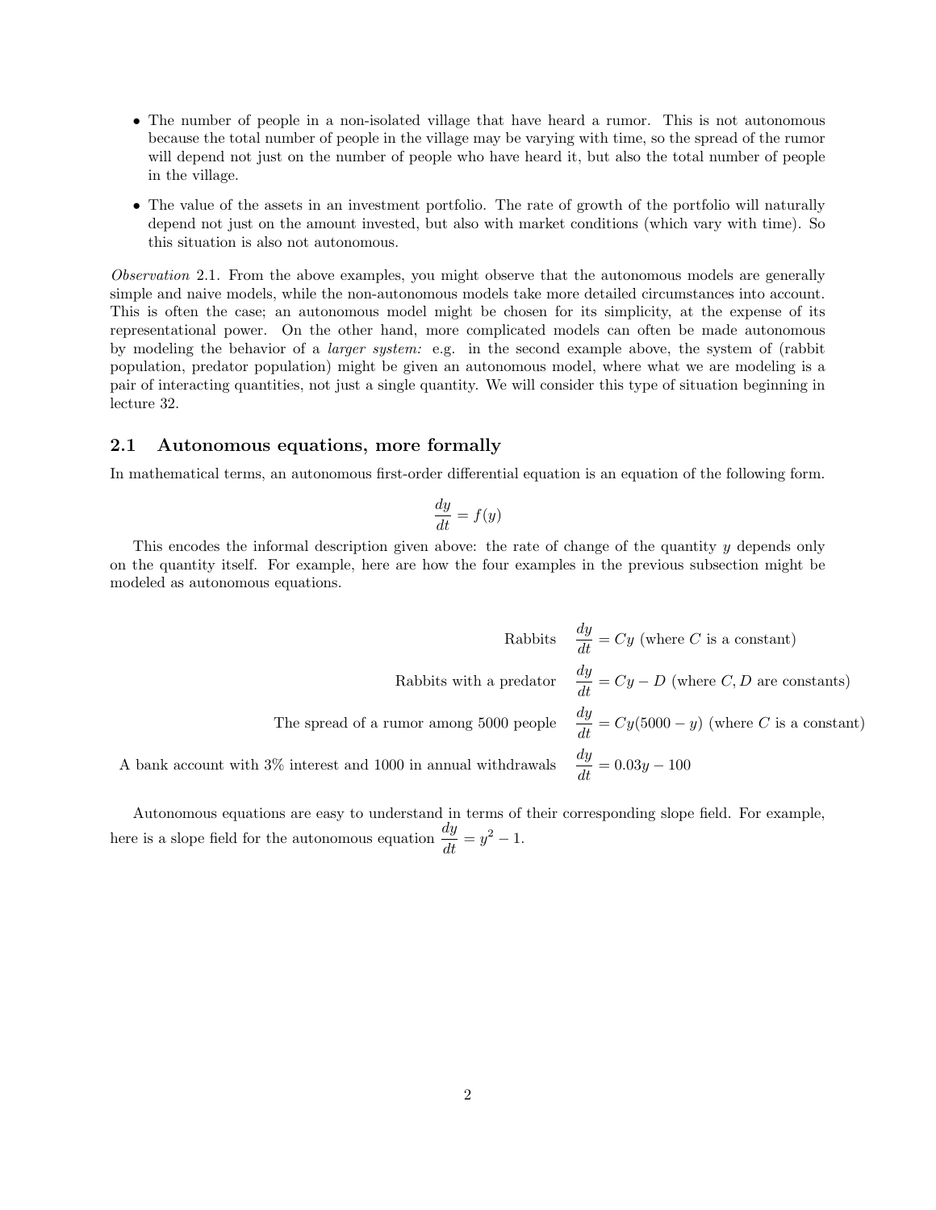- The number of people in a non-isolated village that have heard a rumor. This is not autonomous because the total number of people in the village may be varying with time, so the spread of the rumor will depend not just on the number of people who have heard it, but also the total number of people in the village.
- The value of the assets in an investment portfolio. The rate of growth of the portfolio will naturally depend not just on the amount invested, but also with market conditions (which vary with time). So this situation is also not autonomous.

*Observation* 2.1. From the above examples, you might observe that the autonomous models are generally simple and naive models, while the non-autonomous models take more detailed circumstances into account. This is often the case; an autonomous model might be chosen for its simplicity, at the expense of its representational power. On the other hand, more complicated models can often be made autonomous by modeling the behavior of a *larger system:* e.g. in the second example above, the system of (rabbit population, predator population) might be given an autonomous model, where what we are modeling is a pair of interacting quantities, not just a single quantity. We will consider this type of situation beginning in lecture 32.

## 2.1 Autonomous equations, more formally

In mathematical terms, an autonomous first-order differential equation is an equation of the following form.

$$\frac{dy}{dt} = f(y)$$

This encodes the informal description given above: the rate of change of the quantity $y$ depends only on the quantity itself. For example, here are how the four examples in the previous subsection might be modeled as autonomous equations.

| | |
|---|---|
| Rabbits | $\frac{dy}{dt} = Cy$ (where $C$ is a constant) |
| Rabbits with a predator | $\frac{dy}{dt} = Cy - D$ (where $C, D$ are constants) |
| The spread of a rumor among 5000 people | $\frac{dy}{dt} = Cy(5000 - y)$ (where $C$ is a constant) |
| A bank account with 3% interest and 1000 in annual withdrawals | $\frac{dy}{dt} = 0.03y - 100$ |

Autonomous equations are easy to understand in terms of their corresponding slope field. For example, here is a slope field for the autonomous equation $\frac{dy}{dt} = y^2 - 1$.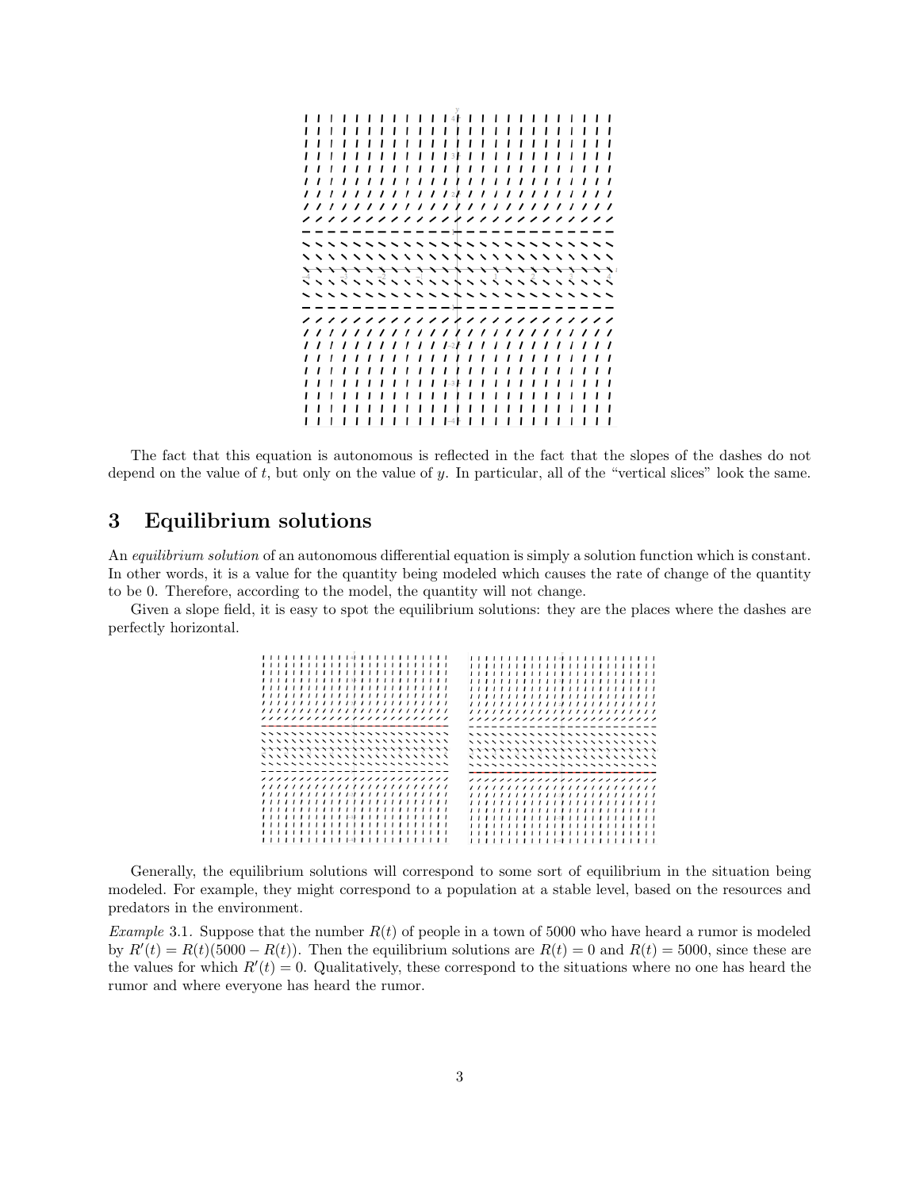The fact that this equation is autonomous is reflected in the fact that the slopes of the dashes do not depend on the value of $t$, but only on the value of $y$. In particular, all of the "vertical slices" look the same.

## 3 Equilibrium solutions

An *equilibrium solution* of an autonomous differential equation is simply a solution function which is constant. In other words, it is a value for the quantity being modeled which causes the rate of change of the quantity to be 0. Therefore, according to the model, the quantity will not change.

Given a slope field, it is easy to spot the equilibrium solutions: they are the places where the dashes are perfectly horizontal.

Generally, the equilibrium solutions will correspond to some sort of equilibrium in the situation being modeled. For example, they might correspond to a population at a stable level, based on the resources and predators in the environment.

*Example* 3.1. Suppose that the number $R(t)$ of people in a town of 5000 who have heard a rumor is modeled by $R'(t) = R(t)(5000 - R(t))$. Then the equilibrium solutions are $R(t) = 0$ and $R(t) = 5000$, since these are the values for which $R'(t) = 0$. Qualitatively, these correspond to the situations where no one has heard the rumor and where everyone has heard the rumor.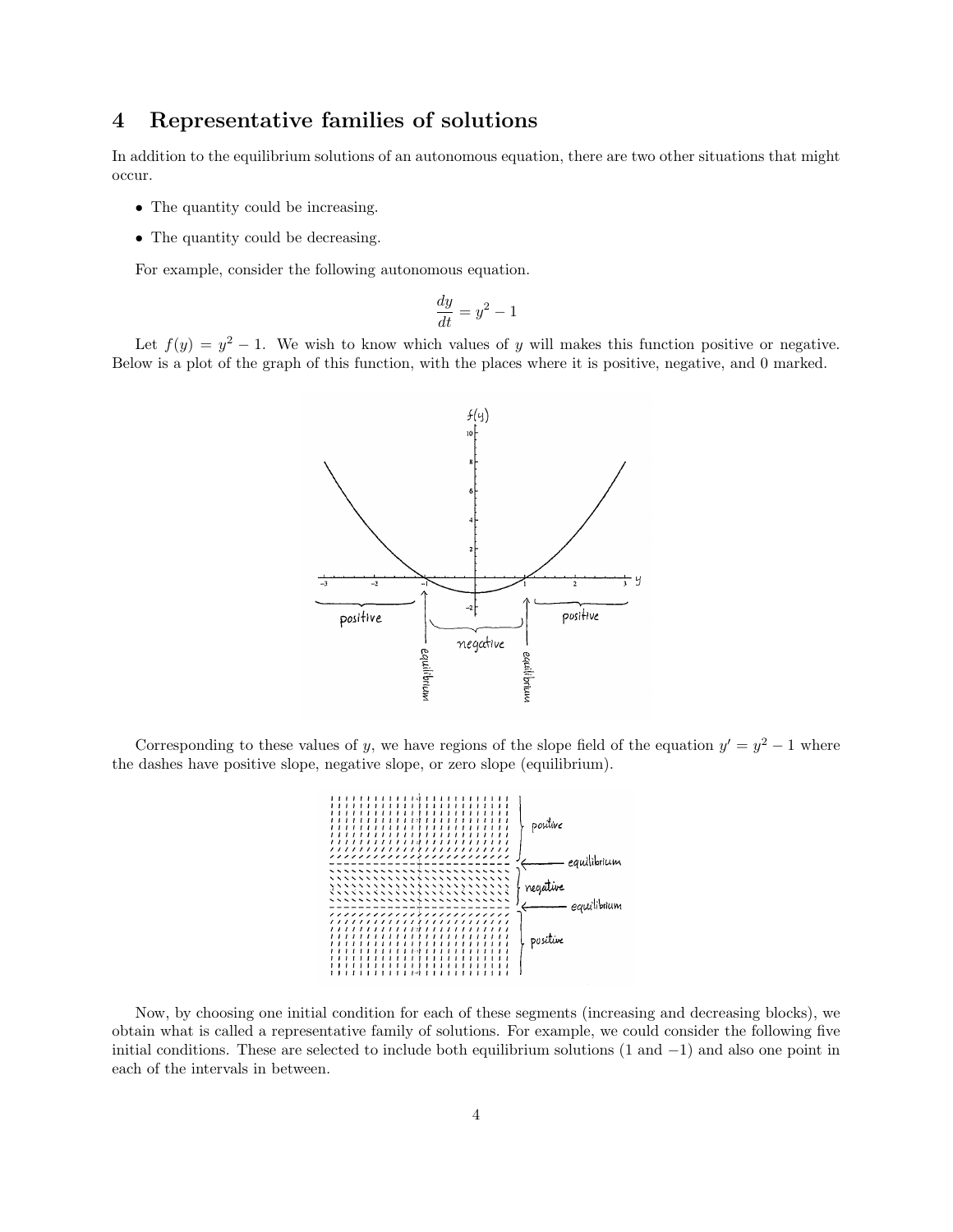## 4 Representative families of solutions

In addition to the equilibrium solutions of an autonomous equation, there are two other situations that might occur.

- The quantity could be increasing.
- The quantity could be decreasing.

For example, consider the following autonomous equation.

$$\frac{dy}{dt} = y^2 - 1$$

Let $f(y) = y^2 - 1$. We wish to know which values of $y$ will makes this function positive or negative. Below is a plot of the graph of this function, with the places where it is positive, negative, and 0 marked.

Corresponding to these values of $y$, we have regions of the slope field of the equation $y' = y^2 - 1$ where the dashes have positive slope, negative slope, or zero slope (equilibrium).

Now, by choosing one initial condition for each of these segments (increasing and decreasing blocks), we obtain what is called a representative family of solutions. For example, we could consider the following five initial conditions. These are selected to include both equilibrium solutions (1 and $-1$) and also one point in each of the intervals in between.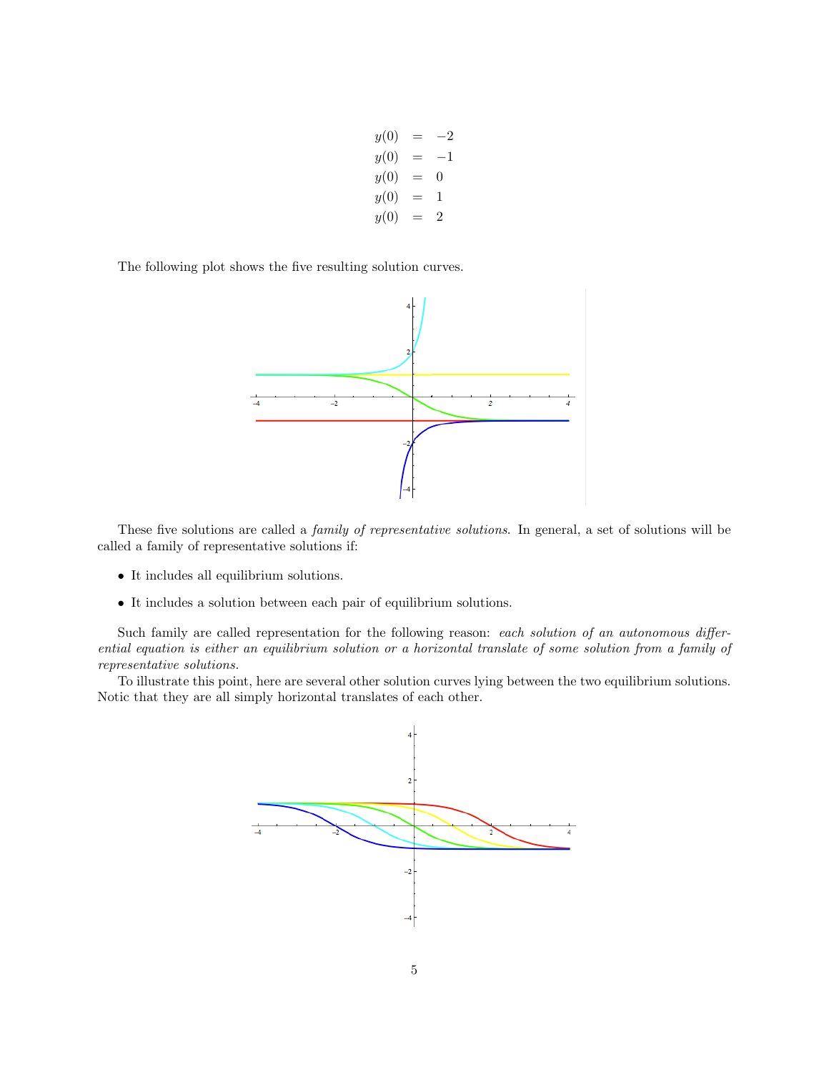$$
\begin{aligned}
y(0) &= -2 \\
y(0) &= -1 \\
y(0) &= 0 \\
y(0) &= 1 \\
y(0) &= 2
\end{aligned}
$$

The following plot shows the five resulting solution curves.

These five solutions are called a *family of representative solutions*. In general, a set of solutions will be called a family of representative solutions if:

- It includes all equilibrium solutions.
- It includes a solution between each pair of equilibrium solutions.

Such family are called representation for the following reason: *each solution of an autonomous differential equation is either an equilibrium solution or a horizontal translate of some solution from a family of representative solutions.*

To illustrate this point, here are several other solution curves lying between the two equilibrium solutions. Notic that they are all simply horizontal translates of each other.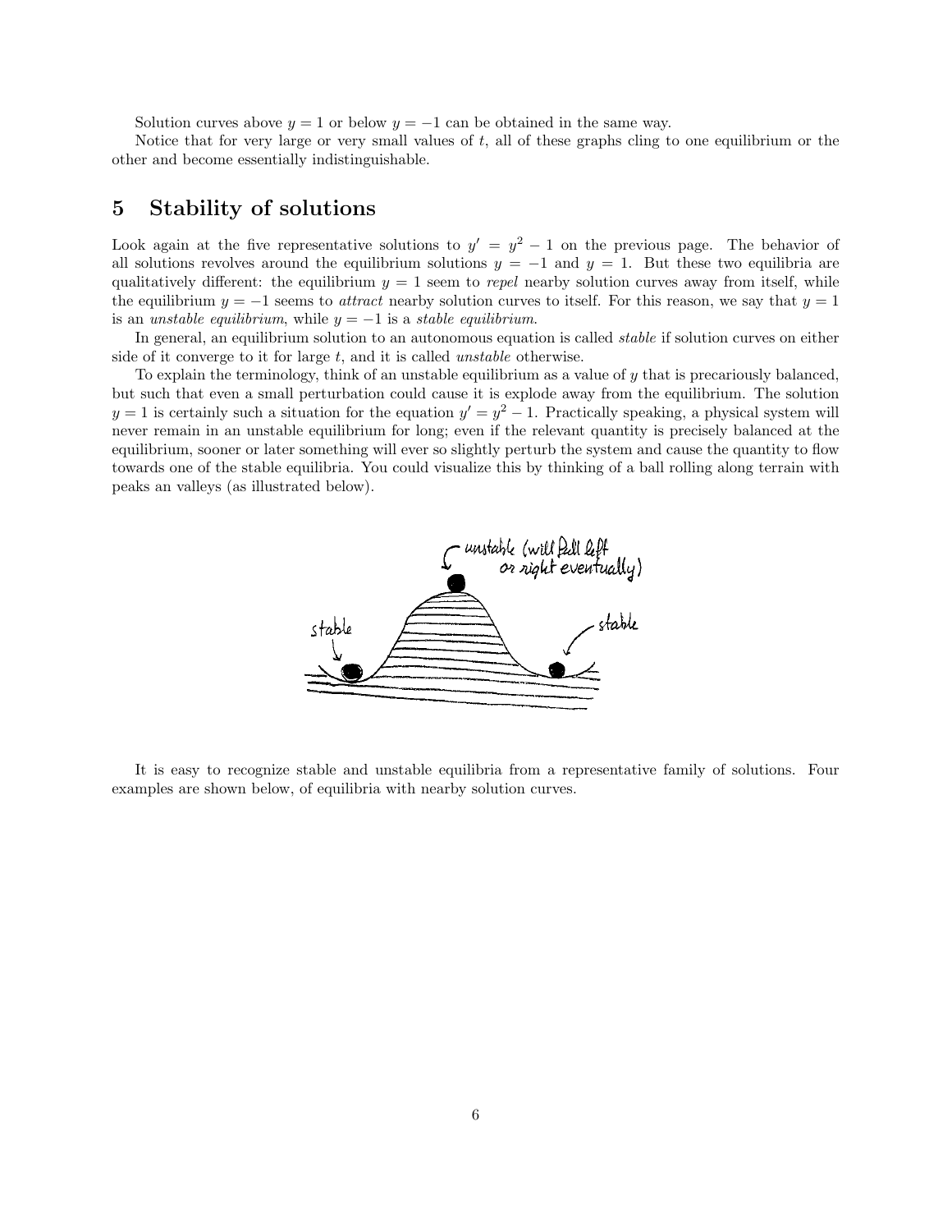Solution curves above $y = 1$ or below $y = -1$ can be obtained in the same way.

Notice that for very large or very small values of $t$, all of these graphs cling to one equilibrium or the other and become essentially indistinguishable.

## 5 Stability of solutions

Look again at the five representative solutions to $y' = y^2 - 1$ on the previous page. The behavior of all solutions revolves around the equilibrium solutions $y = -1$ and $y = 1$. But these two equilibria are qualitatively different: the equilibrium $y = 1$ seem to *repel* nearby solution curves away from itself, while the equilibrium $y = -1$ seems to *attract* nearby solution curves to itself. For this reason, we say that $y = 1$ is an *unstable equilibrium*, while $y = -1$ is a *stable equilibrium*.

In general, an equilibrium solution to an autonomous equation is called *stable* if solution curves on either side of it converge to it for large $t$, and it is called *unstable* otherwise.

To explain the terminology, think of an unstable equilibrium as a value of $y$ that is precariously balanced, but such that even a small perturbation could cause it is explode away from the equilibrium. The solution $y = 1$ is certainly such a situation for the equation $y' = y^2 - 1$. Practically speaking, a physical system will never remain in an unstable equilibrium for long; even if the relevant quantity is precisely balanced at the equilibrium, sooner or later something will ever so slightly perturb the system and cause the quantity to flow towards one of the stable equilibria. You could visualize this by thinking of a ball rolling along terrain with peaks an valleys (as illustrated below).

It is easy to recognize stable and unstable equilibria from a representative family of solutions. Four examples are shown below, of equilibria with nearby solution curves.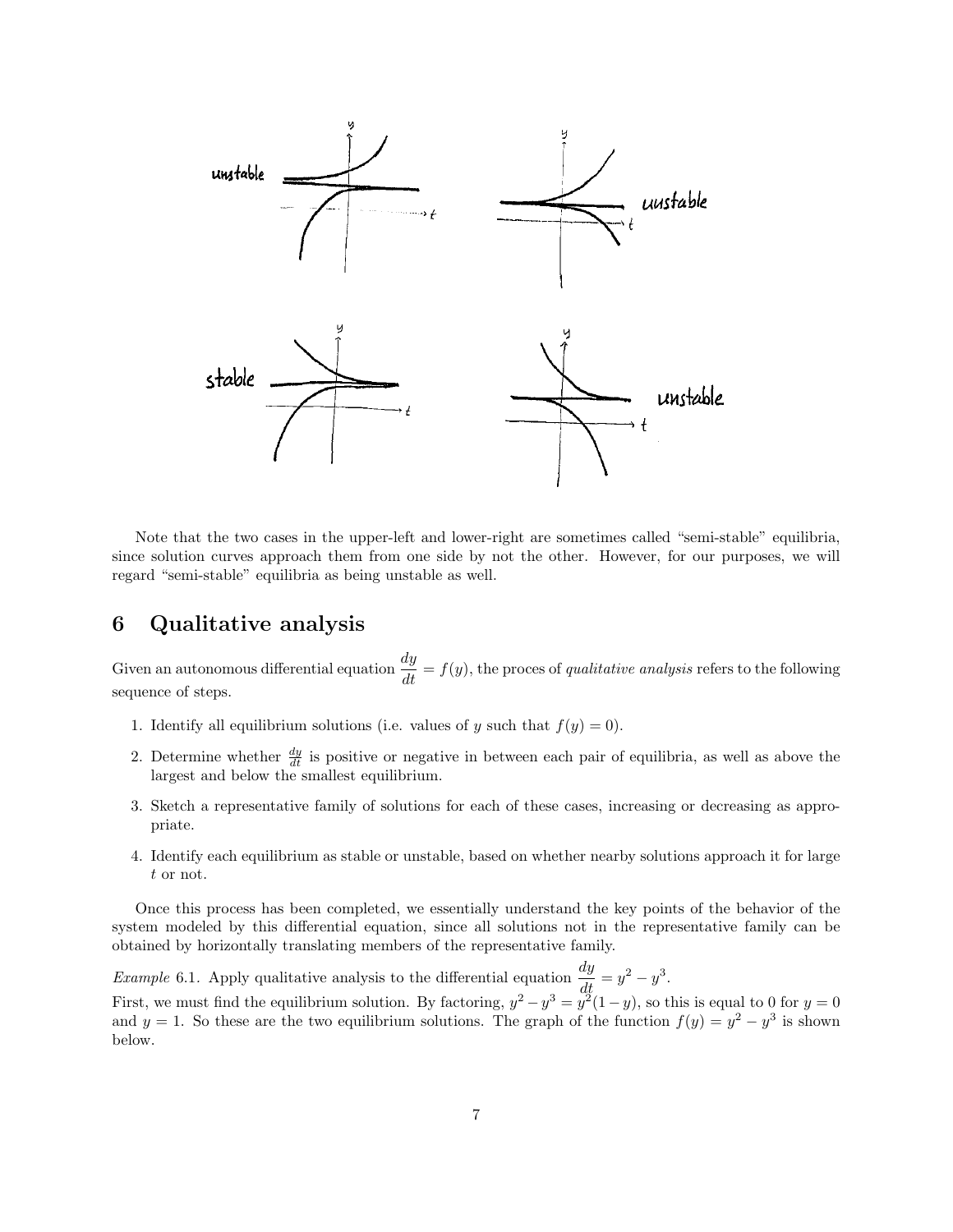Note that the two cases in the upper-left and lower-right are sometimes called "semi-stable" equilibria, since solution curves approach them from one side by not the other. However, for our purposes, we will regard "semi-stable" equilibria as being unstable as well.

## 6 Qualitative analysis

Given an autonomous differential equation $\frac{dy}{dt} = f(y)$, the proces of *qualitative analysis* refers to the following sequence of steps.

1. Identify all equilibrium solutions (i.e. values of $y$ such that $f(y) = 0$).
2. Determine whether $\frac{dy}{dt}$ is positive or negative in between each pair of equilibria, as well as above the largest and below the smallest equilibrium.
3. Sketch a representative family of solutions for each of these cases, increasing or decreasing as appropriate.
4. Identify each equilibrium as stable or unstable, based on whether nearby solutions approach it for large $t$ or not.

Once this process has been completed, we essentially understand the key points of the behavior of the system modeled by this differential equation, since all solutions not in the representative family can be obtained by horizontally translating members of the representative family.

*Example* 6.1. Apply qualitative analysis to the differential equation $\frac{dy}{dt} = y^2 - y^3$.

First, we must find the equilibrium solution. By factoring, $y^2 - y^3 = y^2(1 - y)$, so this is equal to 0 for $y = 0$ and $y = 1$. So these are the two equilibrium solutions. The graph of the function $f(y) = y^2 - y^3$ is shown below.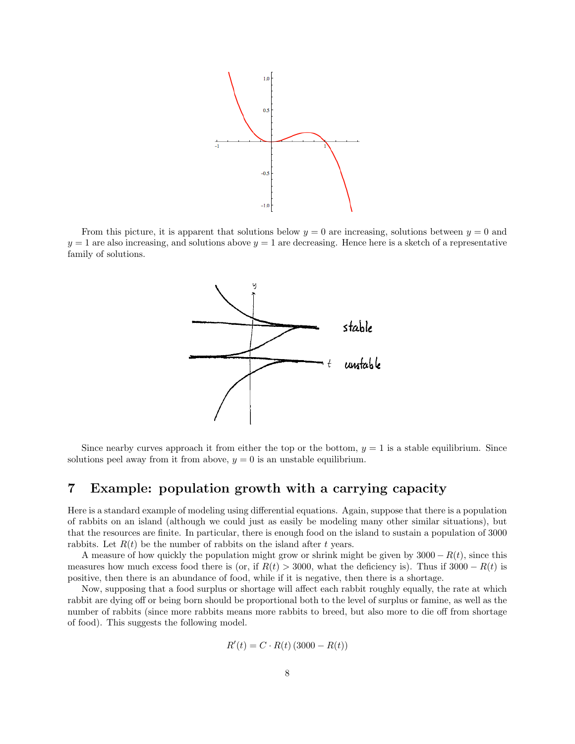From this picture, it is apparent that solutions below $y = 0$ are increasing, solutions between $y = 0$ and $y = 1$ are also increasing, and solutions above $y = 1$ are decreasing. Hence here is a sketch of a representative family of solutions.

Since nearby curves approach it from either the top or the bottom, $y = 1$ is a stable equilibrium. Since solutions peel away from it from above, $y = 0$ is an unstable equilibrium.

## 7 Example: population growth with a carrying capacity

Here is a standard example of modeling using differential equations. Again, suppose that there is a population of rabbits on an island (although we could just as easily be modeling many other similar situations), but that the resources are finite. In particular, there is enough food on the island to sustain a population of 3000 rabbits. Let $R(t)$ be the number of rabbits on the island after $t$ years.

A measure of how quickly the population might grow or shrink might be given by $3000 - R(t)$, since this measures how much excess food there is (or, if $R(t) > 3000$, what the deficiency is). Thus if $3000 - R(t)$ is positive, then there is an abundance of food, while if it is negative, then there is a shortage.

Now, supposing that a food surplus or shortage will affect each rabbit roughly equally, the rate at which rabbit are dying off or being born should be proportional both to the level of surplus or famine, as well as the number of rabbits (since more rabbits means more rabbits to breed, but also more to die off from shortage of food). This suggests the following model.

$$R'(t) = C \cdot R(t) \, (3000 - R(t))$$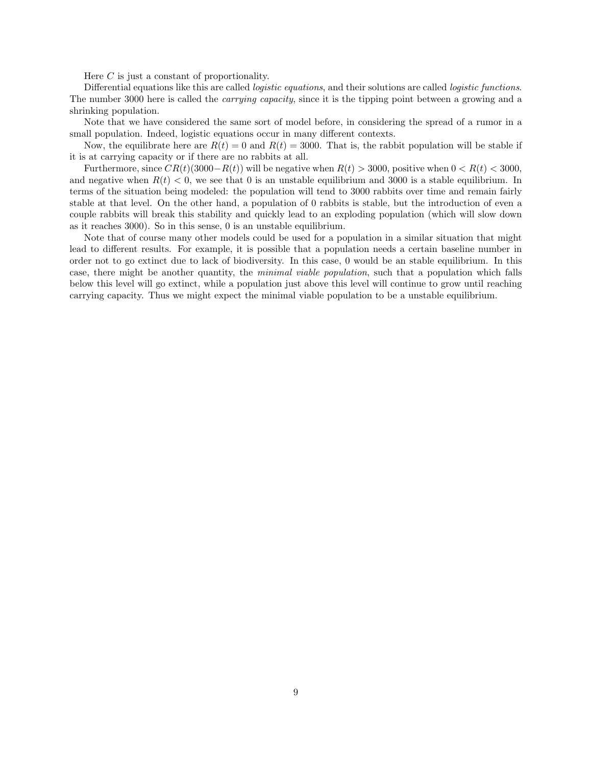Here $C$ is just a constant of proportionality.

Differential equations like this are called *logistic equations*, and their solutions are called *logistic functions*. The number 3000 here is called the *carrying capacity*, since it is the tipping point between a growing and a shrinking population.

Note that we have considered the same sort of model before, in considering the spread of a rumor in a small population. Indeed, logistic equations occur in many different contexts.

Now, the equilibrate here are $R(t) = 0$ and $R(t) = 3000$. That is, the rabbit population will be stable if it is at carrying capacity or if there are no rabbits at all.

Furthermore, since $CR(t)(3000 - R(t))$ will be negative when $R(t) > 3000$, positive when $0 < R(t) < 3000$, and negative when $R(t) < 0$, we see that 0 is an unstable equilibrium and 3000 is a stable equilibrium. In terms of the situation being modeled: the population will tend to 3000 rabbits over time and remain fairly stable at that level. On the other hand, a population of 0 rabbits is stable, but the introduction of even a couple rabbits will break this stability and quickly lead to an exploding population (which will slow down as it reaches 3000). So in this sense, 0 is an unstable equilibrium.

Note that of course many other models could be used for a population in a similar situation that might lead to different results. For example, it is possible that a population needs a certain baseline number in order not to go extinct due to lack of biodiversity. In this case, 0 would be an stable equilibrium. In this case, there might be another quantity, the *minimal viable population*, such that a population which falls below this level will go extinct, while a population just above this level will continue to grow until reaching carrying capacity. Thus we might expect the minimal viable population to be a unstable equilibrium.